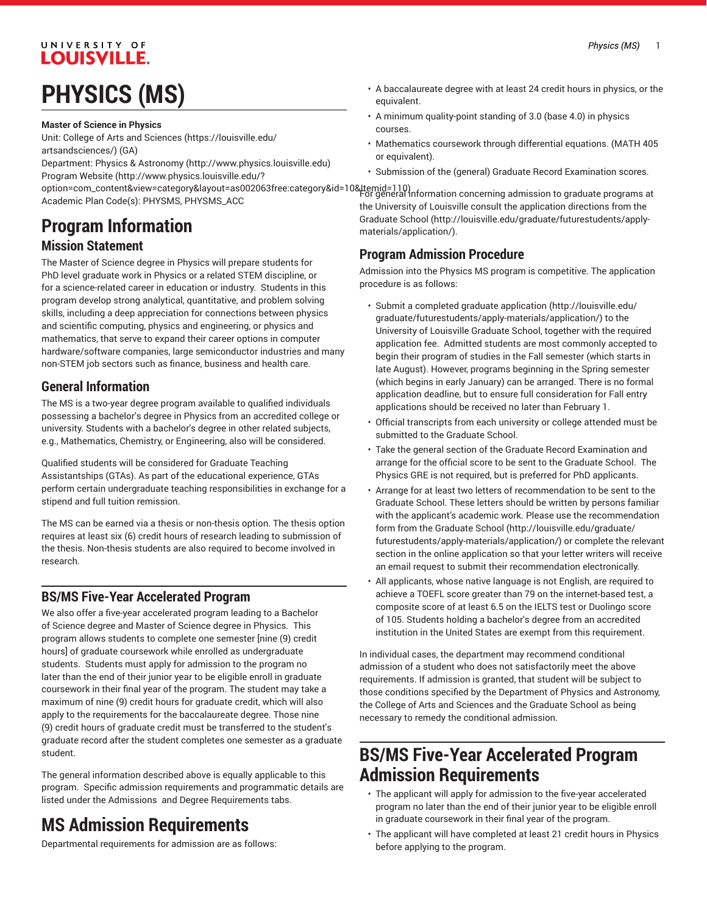# PHYSICS (MS)

**Master of Science in Physics**

Unit: College of Arts and Sciences (https://louisville.edu/artsandsciences/) (GA)
Department: Physics & Astronomy (http://www.physics.louisville.edu)
Program Website (http://www.physics.louisville.edu/?option=com_content&view=category&layout=as002063free:category&id=10&Itemid=110)
Academic Plan Code(s): PHYSMS, PHYSMS_ACC

# Program Information

## Mission Statement

The Master of Science degree in Physics will prepare students for PhD level graduate work in Physics or a related STEM discipline, or for a science-related career in education or industry. Students in this program develop strong analytical, quantitative, and problem solving skills, including a deep appreciation for connections between physics and scientific computing, physics and engineering, or physics and mathematics, that serve to expand their career options in computer hardware/software companies, large semiconductor industries and many non-STEM job sectors such as finance, business and health care.

## General Information

The MS is a two-year degree program available to qualified individuals possessing a bachelor's degree in Physics from an accredited college or university. Students with a bachelor's degree in other related subjects, e.g., Mathematics, Chemistry, or Engineering, also will be considered.

Qualified students will be considered for Graduate Teaching Assistantships (GTAs). As part of the educational experience, GTAs perform certain undergraduate teaching responsibilities in exchange for a stipend and full tuition remission.

The MS can be earned via a thesis or non-thesis option. The thesis option requires at least six (6) credit hours of research leading to submission of the thesis. Non-thesis students are also required to become involved in research.

## BS/MS Five-Year Accelerated Program

We also offer a five-year accelerated program leading to a Bachelor of Science degree and Master of Science degree in Physics. This program allows students to complete one semester [nine (9) credit hours] of graduate coursework while enrolled as undergraduate students. Students must apply for admission to the program no later than the end of their junior year to be eligible enroll in graduate coursework in their final year of the program. The student may take a maximum of nine (9) credit hours for graduate credit, which will also apply to the requirements for the baccalaureate degree. Those nine (9) credit hours of graduate credit must be transferred to the student's graduate record after the student completes one semester as a graduate student.

The general information described above is equally applicable to this program. Specific admission requirements and programmatic details are listed under the Admissions and Degree Requirements tabs.

# MS Admission Requirements

Departmental requirements for admission are as follows:

- A baccalaureate degree with at least 24 credit hours in physics, or the equivalent.
- A minimum quality-point standing of 3.0 (base 4.0) in physics courses.
- Mathematics coursework through differential equations. (MATH 405 or equivalent).
- Submission of the (general) Graduate Record Examination scores.

For general information concerning admission to graduate programs at the University of Louisville consult the application directions from the Graduate School (http://louisville.edu/graduate/futurestudents/apply-materials/application/).

## Program Admission Procedure

Admission into the Physics MS program is competitive. The application procedure is as follows:

- Submit a completed graduate application (http://louisville.edu/graduate/futurestudents/apply-materials/application/) to the University of Louisville Graduate School, together with the required application fee. Admitted students are most commonly accepted to begin their program of studies in the Fall semester (which starts in late August). However, programs beginning in the Spring semester (which begins in early January) can be arranged. There is no formal application deadline, but to ensure full consideration for Fall entry applications should be received no later than February 1.
- Official transcripts from each university or college attended must be submitted to the Graduate School.
- Take the general section of the Graduate Record Examination and arrange for the official score to be sent to the Graduate School. The Physics GRE is not required, but is preferred for PhD applicants.
- Arrange for at least two letters of recommendation to be sent to the Graduate School. These letters should be written by persons familiar with the applicant's academic work. Please use the recommendation form from the Graduate School (http://louisville.edu/graduate/futurestudents/apply-materials/application/) or complete the relevant section in the online application so that your letter writers will receive an email request to submit their recommendation electronically.
- All applicants, whose native language is not English, are required to achieve a TOEFL score greater than 79 on the internet-based test, a composite score of at least 6.5 on the IELTS test or Duolingo score of 105. Students holding a bachelor's degree from an accredited institution in the United States are exempt from this requirement.

In individual cases, the department may recommend conditional admission of a student who does not satisfactorily meet the above requirements. If admission is granted, that student will be subject to those conditions specified by the Department of Physics and Astronomy, the College of Arts and Sciences and the Graduate School as being necessary to remedy the conditional admission.

# BS/MS Five-Year Accelerated Program Admission Requirements

- The applicant will apply for admission to the five-year accelerated program no later than the end of their junior year to be eligible enroll in graduate coursework in their final year of the program.
- The applicant will have completed at least 21 credit hours in Physics before applying to the program.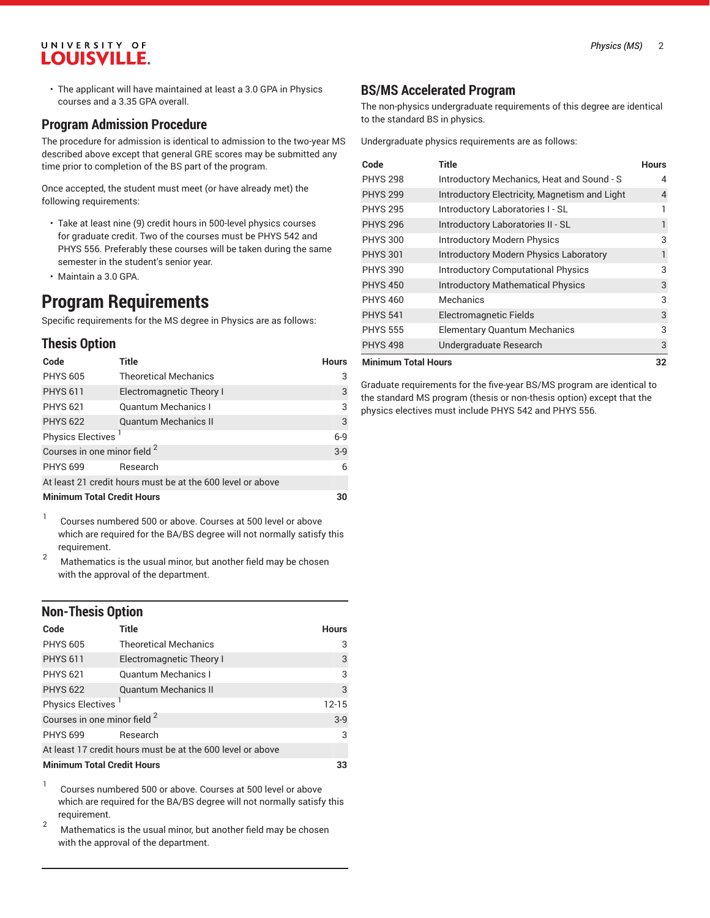- The applicant will have maintained at least a 3.0 GPA in Physics courses and a 3.35 GPA overall.

### Program Admission Procedure

The procedure for admission is identical to admission to the two-year MS described above except that general GRE scores may be submitted any time prior to completion of the BS part of the program.

Once accepted, the student must meet (or have already met) the following requirements:

- Take at least nine (9) credit hours in 500-level physics courses for graduate credit. Two of the courses must be PHYS 542 and PHYS 556. Preferably these courses will be taken during the same semester in the student's senior year.
- Maintain a 3.0 GPA.

## Program Requirements

Specific requirements for the MS degree in Physics are as follows:

### Thesis Option

| Code | Title | Hours |
|---|---|---|
| PHYS 605 | Theoretical Mechanics | 3 |
| PHYS 611 | Electromagnetic Theory I | 3 |
| PHYS 621 | Quantum Mechanics I | 3 |
| PHYS 622 | Quantum Mechanics II | 3 |
| Physics Electives [1] | | 6-9 |
| Courses in one minor field [2] | | 3-9 |
| PHYS 699 | Research | 6 |
| At least 21 credit hours must be at the 600 level or above | | |
| **Minimum Total Credit Hours** | | **30** |

[1] Courses numbered 500 or above. Courses at 500 level or above which are required for the BA/BS degree will not normally satisfy this requirement.

[2] Mathematics is the usual minor, but another field may be chosen with the approval of the department.

### Non-Thesis Option

| Code | Title | Hours |
|---|---|---|
| PHYS 605 | Theoretical Mechanics | 3 |
| PHYS 611 | Electromagnetic Theory I | 3 |
| PHYS 621 | Quantum Mechanics I | 3 |
| PHYS 622 | Quantum Mechanics II | 3 |
| Physics Electives [1] | | 12-15 |
| Courses in one minor field [2] | | 3-9 |
| PHYS 699 | Research | 3 |
| At least 17 credit hours must be at the 600 level or above | | |
| **Minimum Total Credit Hours** | | **33** |

[1] Courses numbered 500 or above. Courses at 500 level or above which are required for the BA/BS degree will not normally satisfy this requirement.

[2] Mathematics is the usual minor, but another field may be chosen with the approval of the department.

### BS/MS Accelerated Program

The non-physics undergraduate requirements of this degree are identical to the standard BS in physics.

Undergraduate physics requirements are as follows:

| Code | Title | Hours |
|---|---|---|
| PHYS 298 | Introductory Mechanics, Heat and Sound - S | 4 |
| PHYS 299 | Introductory Electricity, Magnetism and Light | 4 |
| PHYS 295 | Introductory Laboratories I - SL | 1 |
| PHYS 296 | Introductory Laboratories II - SL | 1 |
| PHYS 300 | Introductory Modern Physics | 3 |
| PHYS 301 | Introductory Modern Physics Laboratory | 1 |
| PHYS 390 | Introductory Computational Physics | 3 |
| PHYS 450 | Introductory Mathematical Physics | 3 |
| PHYS 460 | Mechanics | 3 |
| PHYS 541 | Electromagnetic Fields | 3 |
| PHYS 555 | Elementary Quantum Mechanics | 3 |
| PHYS 498 | Undergraduate Research | 3 |
| **Minimum Total Hours** | | **32** |

Graduate requirements for the five-year BS/MS program are identical to the standard MS program (thesis or non-thesis option) except that the physics electives must include PHYS 542 and PHYS 556.